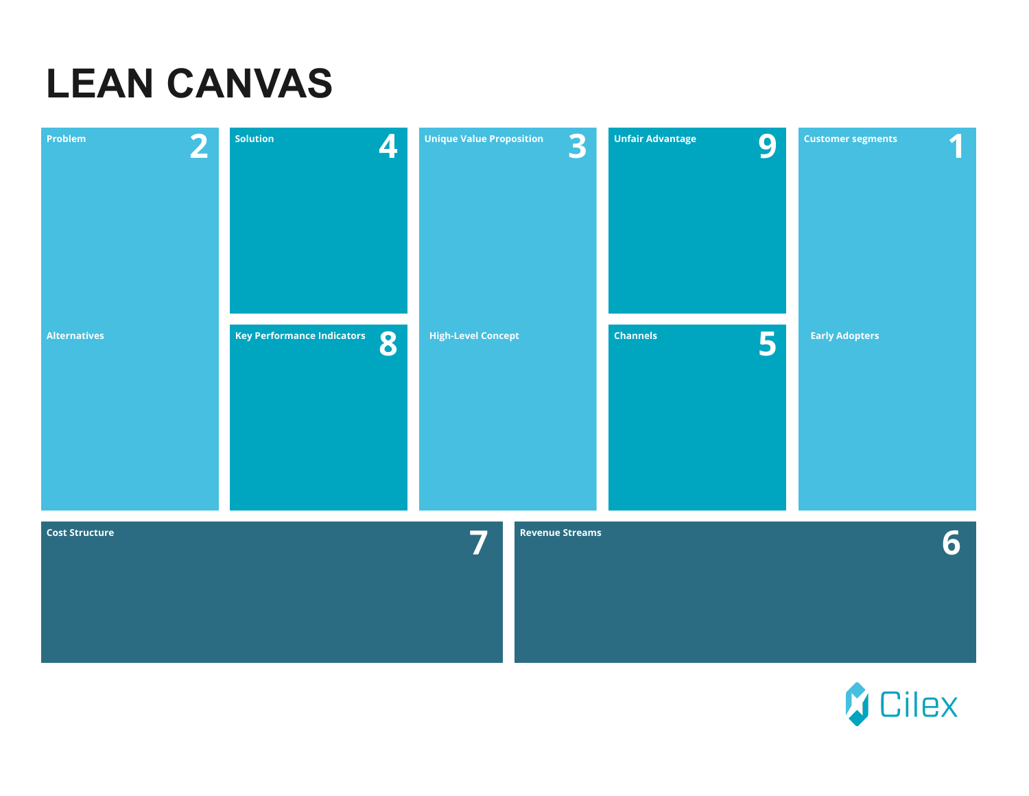# LEAN CANVAS

**Problem** 2

**Alternatives**

**Solution** 4

**Key Performance Indicators** 8

**Unique Value Proposition** 3

**High-Level Concept**

**Unfair Advantage** 9

**Channels** 5

**Customer segments** 1

**Early Adopters**

**Cost Structure** 7

**Revenue Streams** 6

Cilex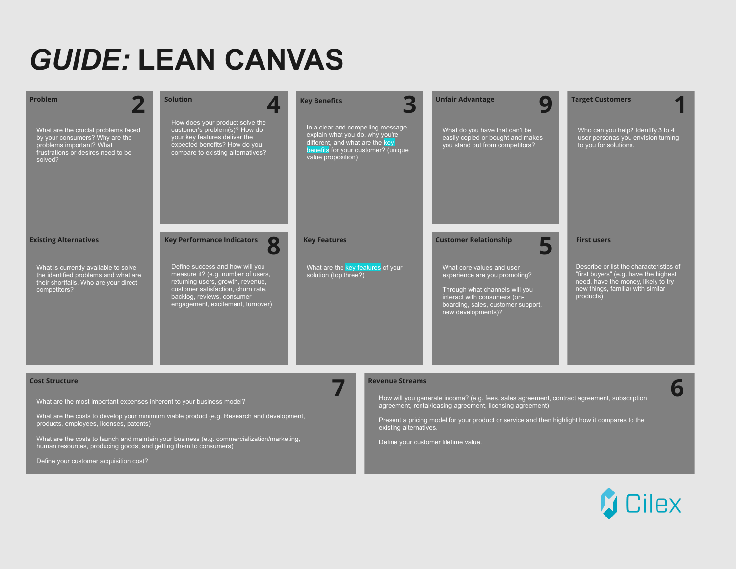# *GUIDE:* LEAN CANVAS

### Problem — 2

What are the crucial problems faced by your consumers? Why are the problems important? What frustrations or desires need to be solved?

### Existing Alternatives

What is currently available to solve the identified problems and what are their shortfalls. Who are your direct competitors?

### Solution — 4

How does your product solve the customer's problem(s)? How do your key features deliver the expected benefits? How do you compare to existing alternatives?

### Key Performance Indicators — 8

Define success and how will you measure it? (e.g. number of users, returning users, growth, revenue, customer satisfaction, churn rate, backlog, reviews, consumer engagement, excitement, turnover)

### Key Benefits — 3

In a clear and compelling message, explain what you do, why you're different, and what are the key benefits for your customer? (unique value proposition)

### Key Features

What are the key features of your solution (top three?)

### Unfair Advantage — 9

What do you have that can't be easily copied or bought and makes you stand out from competitors?

### Customer Relationship — 5

What core values and user experience are you promoting?

Through what channels will you interact with consumers (on-boarding, sales, customer support, new developments)?

### Target Customers — 1

Who can you help? Identify 3 to 4 user personas you envision turning to you for solutions.

### First users

Describe or list the characteristics of "first buyers" (e.g. have the highest need, have the money, likely to try new things, familiar with similar products)

### Cost Structure — 7

What are the most important expenses inherent to your business model?

What are the costs to develop your minimum viable product (e.g. Research and development, products, employees, licenses, patents)

What are the costs to launch and maintain your business (e.g. commercialization/marketing, human resources, producing goods, and getting them to consumers)

Define your customer acquisition cost?

### Revenue Streams — 6

How will you generate income? (e.g. fees, sales agreement, contract agreement, subscription agreement, rental/leasing agreement, licensing agreement)

Present a pricing model for your product or service and then highlight how it compares to the existing alternatives.

Define your customer lifetime value.

Cilex